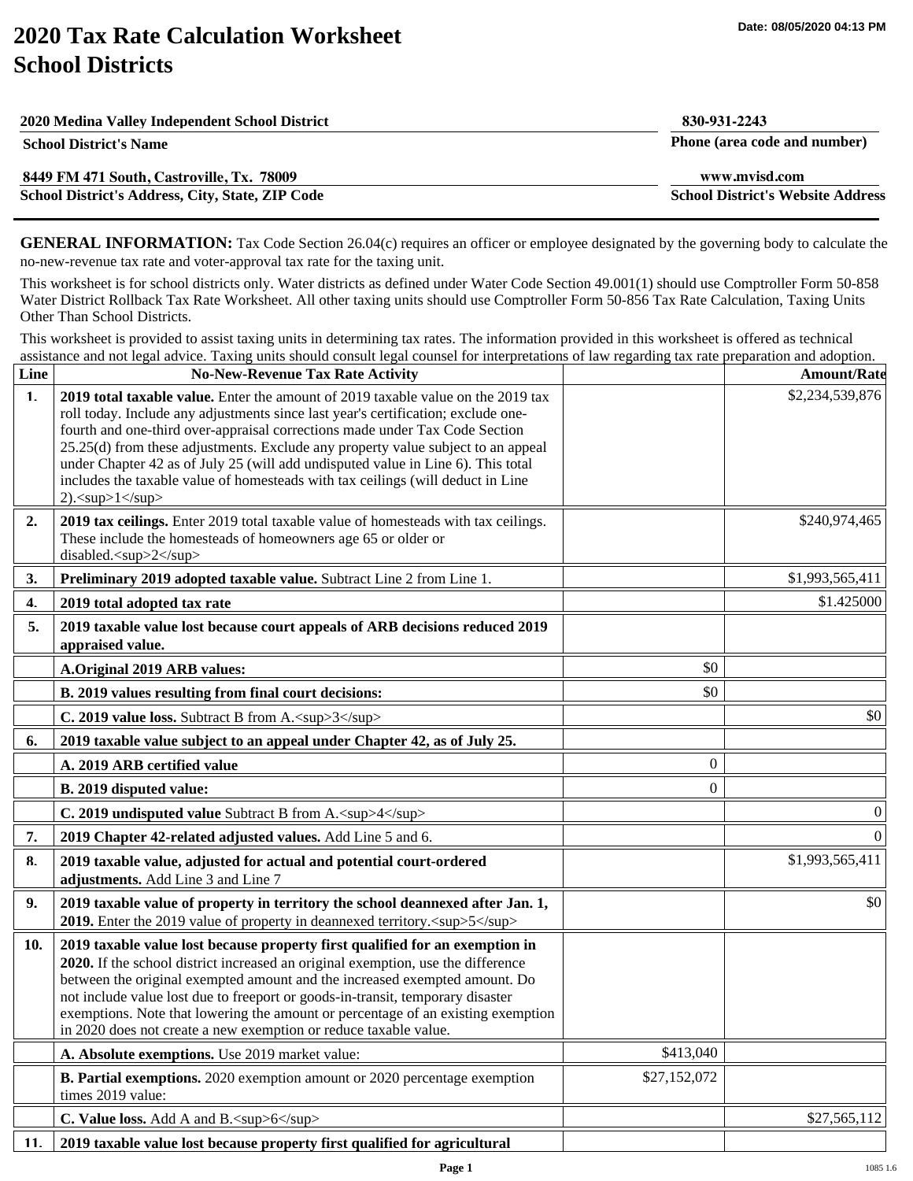# 2020 Tax Rate Calculation Worksheet School Districts

Date: 08/05/2020 04:13 PM

| | |
|---|---|
| **2020 Medina Valley Independent School District** | **830-931-2243** |
| **School District's Name** | **Phone (area code and number)** |
| **8449 FM 471 South, Castroville, Tx. 78009** | **www.mvisd.com** |
| **School District's Address, City, State, ZIP Code** | **School District's Website Address** |

**GENERAL INFORMATION:** Tax Code Section 26.04(c) requires an officer or employee designated by the governing body to calculate the no-new-revenue tax rate and voter-approval tax rate for the taxing unit.

This worksheet is for school districts only. Water districts as defined under Water Code Section 49.001(1) should use Comptroller Form 50-858 Water District Rollback Tax Rate Worksheet. All other taxing units should use Comptroller Form 50-856 Tax Rate Calculation, Taxing Units Other Than School Districts.

This worksheet is provided to assist taxing units in determining tax rates. The information provided in this worksheet is offered as technical assistance and not legal advice. Taxing units should consult legal counsel for interpretations of law regarding tax rate preparation and adoption.

| Line | No-New-Revenue Tax Rate Activity | | Amount/Rate |
|---|---|---|---|
| 1. | **2019 total taxable value.** Enter the amount of 2019 taxable value on the 2019 tax roll today. Include any adjustments since last year's certification; exclude one-fourth and one-third over-appraisal corrections made under Tax Code Section 25.25(d) from these adjustments. Exclude any property value subject to an appeal under Chapter 42 as of July 25 (will add undisputed value in Line 6). This total includes the taxable value of homesteads with tax ceilings (will deduct in Line 2).[1] | | $2,234,539,876 |
| 2. | **2019 tax ceilings.** Enter 2019 total taxable value of homesteads with tax ceilings. These include the homesteads of homeowners age 65 or older or disabled.[2] | | $240,974,465 |
| 3. | **Preliminary 2019 adopted taxable value.** Subtract Line 2 from Line 1. | | $1,993,565,411 |
| 4. | **2019 total adopted tax rate** | | $1.425000 |
| 5. | **2019 taxable value lost because court appeals of ARB decisions reduced 2019 appraised value.** | | |
| | **A.Original 2019 ARB values:** | $0 | |
| | **B. 2019 values resulting from final court decisions:** | $0 | |
| | **C. 2019 value loss.** Subtract B from A.[3] | | $0 |
| 6. | **2019 taxable value subject to an appeal under Chapter 42, as of July 25.** | | |
| | **A. 2019 ARB certified value** | 0 | |
| | **B. 2019 disputed value:** | 0 | |
| | **C. 2019 undisputed value** Subtract B from A.[4] | | 0 |
| 7. | **2019 Chapter 42-related adjusted values.** Add Line 5 and 6. | | 0 |
| 8. | **2019 taxable value, adjusted for actual and potential court-ordered adjustments.** Add Line 3 and Line 7 | | $1,993,565,411 |
| 9. | **2019 taxable value of property in territory the school deannexed after Jan. 1, 2019.** Enter the 2019 value of property in deannexed territory.[5] | | $0 |
| 10. | **2019 taxable value lost because property first qualified for an exemption in 2020.** If the school district increased an original exemption, use the difference between the original exempted amount and the increased exempted amount. Do not include value lost due to freeport or goods-in-transit, temporary disaster exemptions. Note that lowering the amount or percentage of an existing exemption in 2020 does not create a new exemption or reduce taxable value. | | |
| | **A. Absolute exemptions.** Use 2019 market value: | $413,040 | |
| | **B. Partial exemptions.** 2020 exemption amount or 2020 percentage exemption times 2019 value: | $27,152,072 | |
| | **C. Value loss.** Add A and B.[6] | | $27,565,112 |
| 11. | **2019 taxable value lost because property first qualified for agricultural** | | |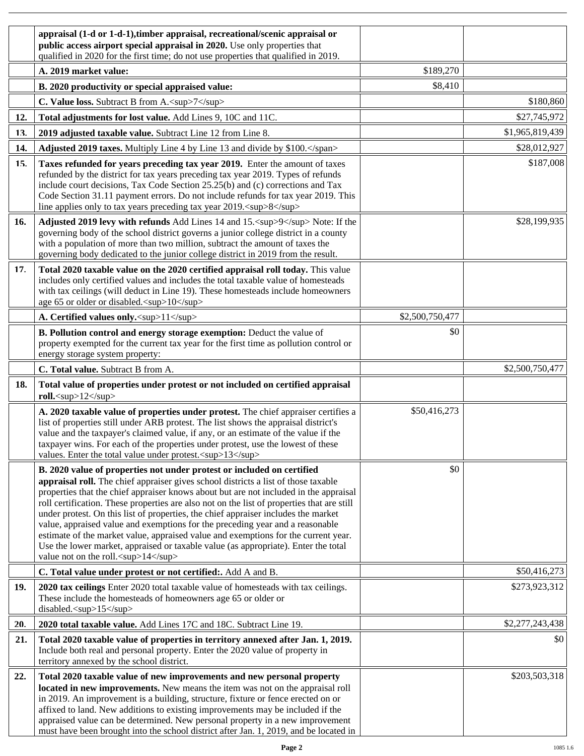| | | | |
|---|---|---|---|
| | **appraisal (1-d or 1-d-1),timber appraisal, recreational/scenic appraisal or public access airport special appraisal in 2020.** Use only properties that qualified in 2020 for the first time; do not use properties that qualified in 2019. | | |
| | **A. 2019 market value:** | $189,270 | |
| | **B. 2020 productivity or special appraised value:** | $8,410 | |
| | **C. Value loss.** Subtract B from A.[7] | | $180,860 |
| **12.** | **Total adjustments for lost value.** Add Lines 9, 10C and 11C. | | $27,745,972 |
| **13.** | **2019 adjusted taxable value.** Subtract Line 12 from Line 8. | | $1,965,819,439 |
| **14.** | **Adjusted 2019 taxes.** Multiply Line 4 by Line 13 and divide by $100. | | $28,012,927 |
| **15.** | **Taxes refunded for years preceding tax year 2019.** Enter the amount of taxes refunded by the district for tax years preceding tax year 2019. Types of refunds include court decisions, Tax Code Section 25.25(b) and (c) corrections and Tax Code Section 31.11 payment errors. Do not include refunds for tax year 2019. This line applies only to tax years preceding tax year 2019.[8] | | $187,008 |
| **16.** | **Adjusted 2019 levy with refunds** Add Lines 14 and 15.[9] Note: If the governing body of the school district governs a junior college district in a county with a population of more than two million, subtract the amount of taxes the governing body dedicated to the junior college district in 2019 from the result. | | $28,199,935 |
| **17.** | **Total 2020 taxable value on the 2020 certified appraisal roll today.** This value includes only certified values and includes the total taxable value of homesteads with tax ceilings (will deduct in Line 19). These homesteads include homeowners age 65 or older or disabled.[10] | | |
| | **A. Certified values only.**[11] | $2,500,750,477 | |
| | **B. Pollution control and energy storage exemption:** Deduct the value of property exempted for the current tax year for the first time as pollution control or energy storage system property: | $0 | |
| | **C. Total value.** Subtract B from A. | | $2,500,750,477 |
| **18.** | **Total value of properties under protest or not included on certified appraisal roll.**[12] | | |
| | **A. 2020 taxable value of properties under protest.** The chief appraiser certifies a list of properties still under ARB protest. The list shows the appraisal district's value and the taxpayer's claimed value, if any, or an estimate of the value if the taxpayer wins. For each of the properties under protest, use the lowest of these values. Enter the total value under protest.[13] | $50,416,273 | |
| | **B. 2020 value of properties not under protest or included on certified appraisal roll.** The chief appraiser gives school districts a list of those taxable properties that the chief appraiser knows about but are not included in the appraisal roll certification. These properties are also not on the list of properties that are still under protest. On this list of properties, the chief appraiser includes the market value, appraised value and exemptions for the preceding year and a reasonable estimate of the market value, appraised value and exemptions for the current year. Use the lower market, appraised or taxable value (as appropriate). Enter the total value not on the roll.[14] | $0 | |
| | **C. Total value under protest or not certified:.** Add A and B. | | $50,416,273 |
| **19.** | **2020 tax ceilings** Enter 2020 total taxable value of homesteads with tax ceilings. These include the homesteads of homeowners age 65 or older or disabled.[15] | | $273,923,312 |
| **20.** | **2020 total taxable value.** Add Lines 17C and 18C. Subtract Line 19. | | $2,277,243,438 |
| **21.** | **Total 2020 taxable value of properties in territory annexed after Jan. 1, 2019.** Include both real and personal property. Enter the 2020 value of property in territory annexed by the school district. | | $0 |
| **22.** | **Total 2020 taxable value of new improvements and new personal property located in new improvements.** New means the item was not on the appraisal roll in 2019. An improvement is a building, structure, fixture or fence erected on or affixed to land. New additions to existing improvements may be included if the appraised value can be determined. New personal property in a new improvement must have been brought into the school district after Jan. 1, 2019, and be located in | | $203,503,318 |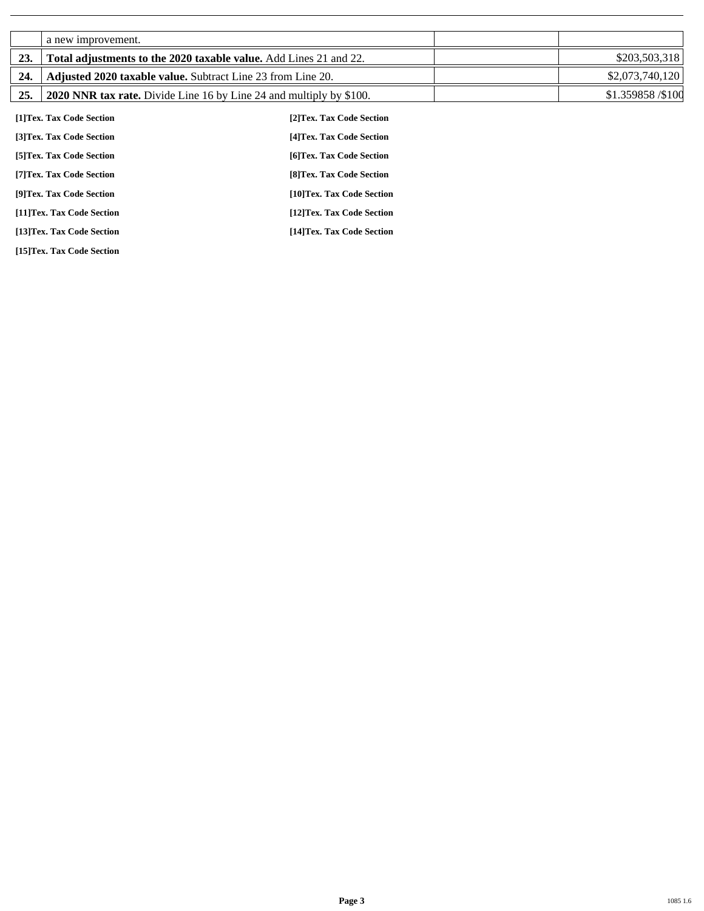| | | | |
|---|---|---|---|
| | a new improvement. | | |
| **23.** | **Total adjustments to the 2020 taxable value.** Add Lines 21 and 22. | | $203,503,318 |
| **24.** | **Adjusted 2020 taxable value.** Subtract Line 23 from Line 20. | | $2,073,740,120 |
| **25.** | **2020 NNR tax rate.** Divide Line 16 by Line 24 and multiply by $100. | | $1.359858 /$100 |

**[1]Tex. Tax Code Section**

**[2]Tex. Tax Code Section**

**[3]Tex. Tax Code Section**

**[4]Tex. Tax Code Section**

**[5]Tex. Tax Code Section**

**[6]Tex. Tax Code Section**

**[7]Tex. Tax Code Section**

**[8]Tex. Tax Code Section**

**[9]Tex. Tax Code Section**

**[10]Tex. Tax Code Section**

**[11]Tex. Tax Code Section**

**[12]Tex. Tax Code Section**

**[13]Tex. Tax Code Section**

**[14]Tex. Tax Code Section**

**[15]Tex. Tax Code Section**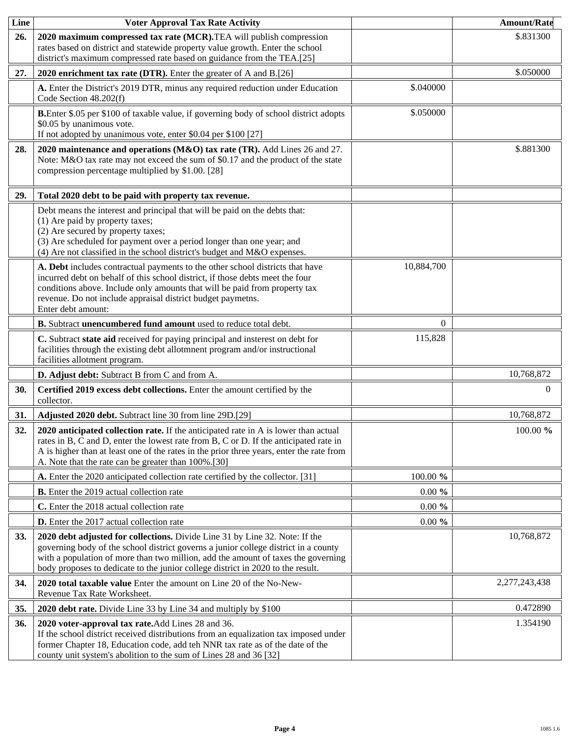| Line | Voter Approval Tax Rate Activity | | Amount/Rate |
|---|---|---|---|
| 26. | **2020 maximum compressed tax rate (MCR).** TEA will publish compression rates based on district and statewide property value growth. Enter the school district's maximum compressed rate based on guidance from the TEA.[25] | | $.831300 |
| 27. | **2020 enrichment tax rate (DTR).** Enter the greater of A and B.[26] | | $.050000 |
| | **A.** Enter the District's 2019 DTR, minus any required reduction under Education Code Section 48.202(f) | $.040000 | |
| | **B.** Enter $.05 per $100 of taxable value, if governing body of school district adopts $0.05 by unanimous vote. If not adopted by unanimous vote, enter $0.04 per $100 [27] | $.050000 | |
| 28. | **2020 maintenance and operations (M&O) tax rate (TR).** Add Lines 26 and 27. Note: M&O tax rate may not exceed the sum of $0.17 and the product of the state compression percentage multiplied by $1.00. [28] | | $.881300 |
| 29. | **Total 2020 debt to be paid with property tax revenue.** | | |
| | Debt means the interest and principal that will be paid on the debts that: (1) Are paid by property taxes; (2) Are secured by property taxes; (3) Are scheduled for payment over a period longer than one year; and (4) Are not classified in the school district's budget and M&O expenses. | | |
| | **A. Debt** includes contractual payments to the other school districts that have incurred debt on behalf of this school district, if those debts meet the four conditions above. Include only amounts that will be paid from property tax revenue. Do not include appraisal district budget paymetns. Enter debt amount: | 10,884,700 | |
| | **B.** Subtract **unencumbered fund amount** used to reduce total debt. | 0 | |
| | **C.** Subtract **state aid** received for paying principal and insterest on debt for facilities through the existing debt allotmnent program and/or instructional facilities allotment program. | 115,828 | |
| | **D. Adjust debt:** Subtract B from C and from A. | | 10,768,872 |
| 30. | **Certified 2019 excess debt collections.** Enter the amount certified by the collector. | | 0 |
| 31. | **Adjusted 2020 debt.** Subtract line 30 from line 29D.[29] | | 10,768,872 |
| 32. | **2020 anticipated collection rate.** If the anticipated rate in A is lower than actual rates in B, C and D, enter the lowest rate from B, C or D. If the anticipated rate in A is higher than at least one of the rates in the prior three years, enter the rate from A. Note that the rate can be greater than 100%.[30] | | 100.00 **%** |
| | **A.** Enter the 2020 anticipated collection rate certified by the collector. [31] | 100.00 **%** | |
| | **B.** Enter the 2019 actual collection rate | 0.00 **%** | |
| | **C.** Enter the 2018 actual collection rate | 0.00 **%** | |
| | **D.** Enter the 2017 actual collection rate | 0.00 **%** | |
| 33. | **2020 debt adjusted for collections.** Divide Line 31 by Line 32. Note: If the governing body of the school district governs a junior college district in a county with a population of more than two million, add the amount of taxes the governing body proposes to dedicate to the junior college district in 2020 to the result. | | 10,768,872 |
| 34. | **2020 total taxable value** Enter the amount on Line 20 of the No-New-Revenue Tax Rate Worksheet. | | 2,277,243,438 |
| 35. | **2020 debt rate.** Divide Line 33 by Line 34 and multiply by $100 | | 0.472890 |
| 36. | **2020 voter-approval tax rate.** Add Lines 28 and 36. If the school district received distributions from an equalization tax imposed under former Chapter 18, Education code, add teh NNR tax rate as of the date of the county unit system's abolition to the sum of Lines 28 and 36 [32] | | 1.354190 |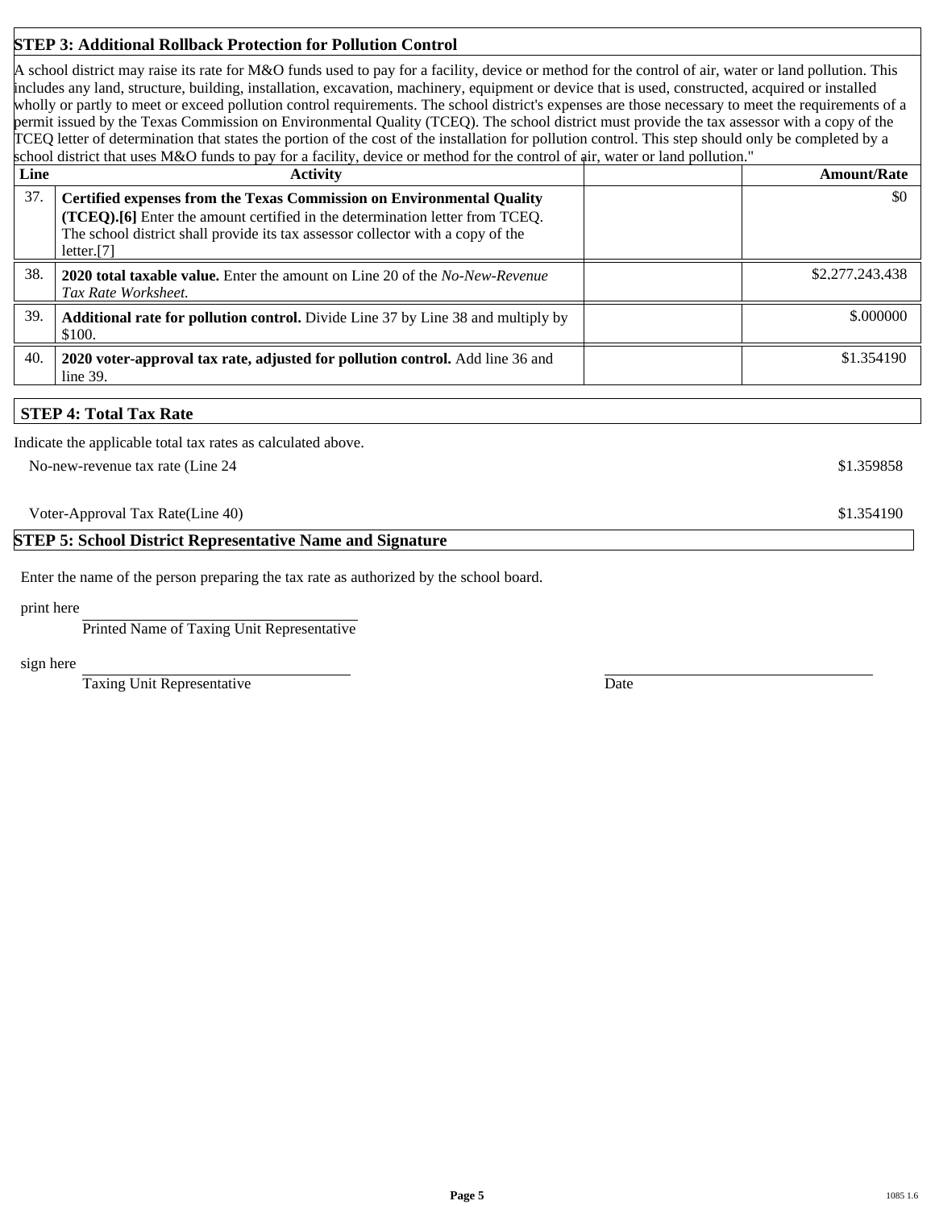## STEP 3: Additional Rollback Protection for Pollution Control

A school district may raise its rate for M&O funds used to pay for a facility, device or method for the control of air, water or land pollution. This includes any land, structure, building, installation, excavation, machinery, equipment or device that is used, constructed, acquired or installed wholly or partly to meet or exceed pollution control requirements. The school district's expenses are those necessary to meet the requirements of a permit issued by the Texas Commission on Environmental Quality (TCEQ). The school district must provide the tax assessor with a copy of the TCEQ letter of determination that states the portion of the cost of the installation for pollution control. This step should only be completed by a school district that uses M&O funds to pay for a facility, device or method for the control of air, water or land pollution."

| Line | Activity | | Amount/Rate |
|---|---|---|---|
| 37. | **Certified expenses from the Texas Commission on Environmental Quality (TCEQ).[6]** Enter the amount certified in the determination letter from TCEQ. The school district shall provide its tax assessor collector with a copy of the letter.[7] | | $0 |
| 38. | **2020 total taxable value.** Enter the amount on Line 20 of the *No-New-Revenue Tax Rate Worksheet.* | | $2,277,243,438 |
| 39. | **Additional rate for pollution control.** Divide Line 37 by Line 38 and multiply by $100. | | $.000000 |
| 40. | **2020 voter-approval tax rate, adjusted for pollution control.** Add line 36 and line 39. | | $1.354190 |

## STEP 4: Total Tax Rate

Indicate the applicable total tax rates as calculated above.

No-new-revenue tax rate (Line 24 $1.359858

Voter-Approval Tax Rate(Line 40) $1.354190

## STEP 5: School District Representative Name and Signature

Enter the name of the person preparing the tax rate as authorized by the school board.

print here ______________________________
Printed Name of Taxing Unit Representative

sign here ______________________________
Taxing Unit Representative

______________________________
Date